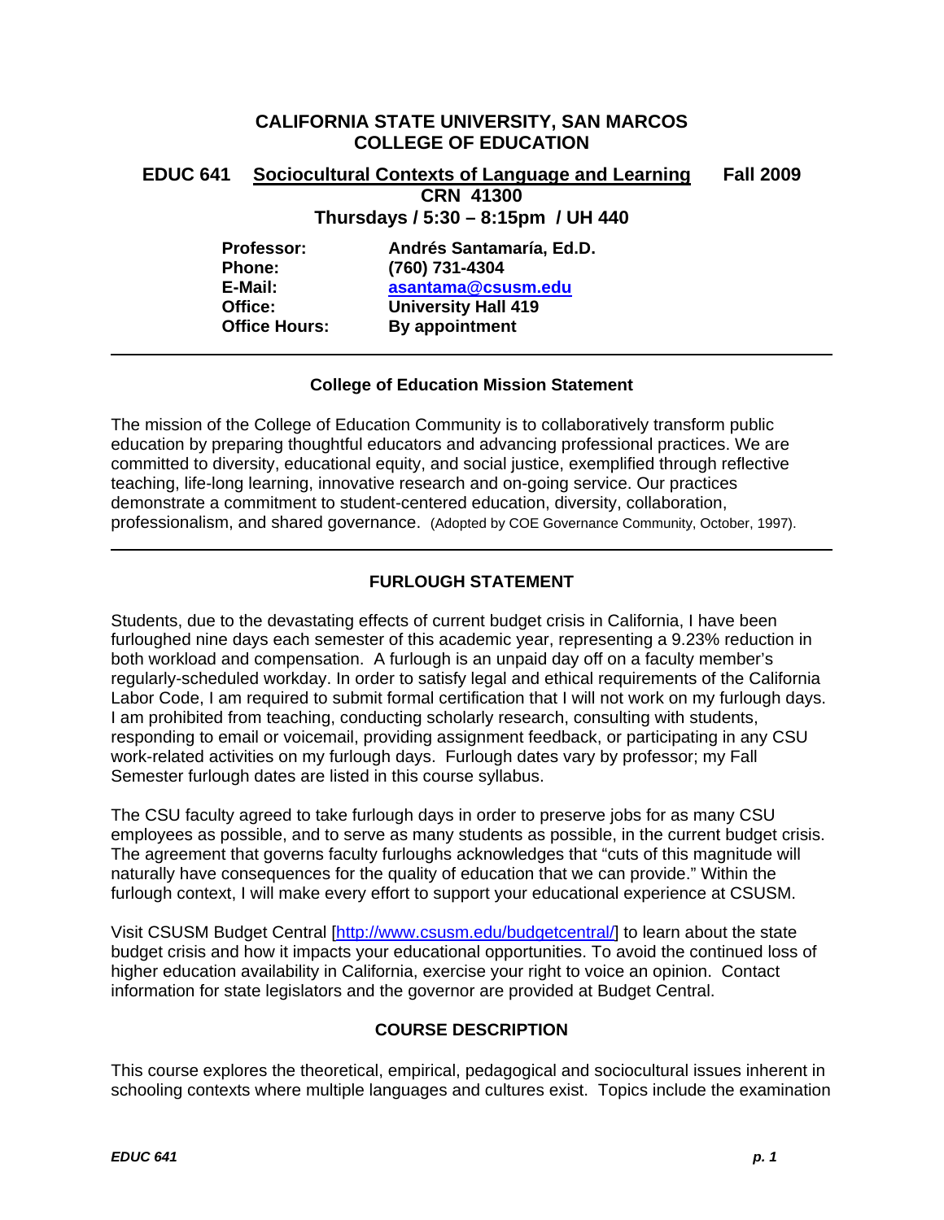# CALIFORNIA STATE UNIVERSITY, SAN MARCOS
# COLLEGE OF EDUCATION

**EDUCC 641 Sociocultural Contexts of Language and Learning Fall 2009**

**CRN 41300**

**Thursdays / 5:30 – 8:15pm / UH 440**

| | |
|---|---|
| **Professor:** | **Andrés Santamaría, Ed.D.** |
| **Phone:** | **(760) 731-4304** |
| **E-Mail:** | **asantama@csusm.edu** |
| **Office:** | **University Hall 419** |
| **Office Hours:** | **By appointment** |

---

### College of Education Mission Statement

The mission of the College of Education Community is to collaboratively transform public education by preparing thoughtful educators and advancing professional practices. We are committed to diversity, educational equity, and social justice, exemplified through reflective teaching, life-long learning, innovative research and on-going service. Our practices demonstrate a commitment to student-centered education, diversity, collaboration, professionalism, and shared governance. (Adopted by COE Governance Community, October, 1997).

---

### FURLOUGH STATEMENT

Students, due to the devastating effects of current budget crisis in California, I have been furloughed nine days each semester of this academic year, representing a 9.23% reduction in both workload and compensation. A furlough is an unpaid day off on a faculty member's regularly-scheduled workday. In order to satisfy legal and ethical requirements of the California Labor Code, I am required to submit formal certification that I will not work on my furlough days. I am prohibited from teaching, conducting scholarly research, consulting with students, responding to email or voicemail, providing assignment feedback, or participating in any CSU work-related activities on my furlough days. Furlough dates vary by professor; my Fall Semester furlough dates are listed in this course syllabus.

The CSU faculty agreed to take furlough days in order to preserve jobs for as many CSU employees as possible, and to serve as many students as possible, in the current budget crisis. The agreement that governs faculty furloughs acknowledges that "cuts of this magnitude will naturally have consequences for the quality of education that we can provide." Within the furlough context, I will make every effort to support your educational experience at CSUSM.

Visit CSUSM Budget Central [http://www.csusm.edu/budgetcentral/] to learn about the state budget crisis and how it impacts your educational opportunities. To avoid the continued loss of higher education availability in California, exercise your right to voice an opinion. Contact information for state legislators and the governor are provided at Budget Central.

### COURSE DESCRIPTION

This course explores the theoretical, empirical, pedagogical and sociocultural issues inherent in schooling contexts where multiple languages and cultures exist. Topics include the examination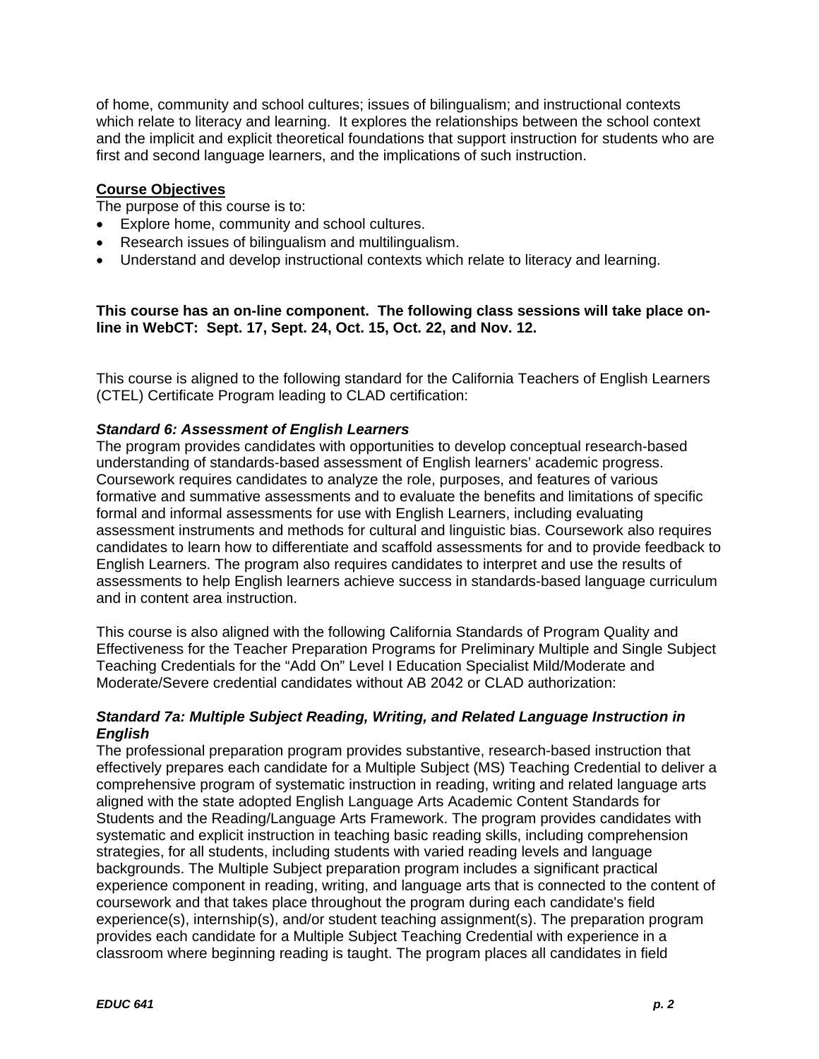of home, community and school cultures; issues of bilingualism; and instructional contexts which relate to literacy and learning. It explores the relationships between the school context and the implicit and explicit theoretical foundations that support instruction for students who are first and second language learners, and the implications of such instruction.

**Course Objectives**

The purpose of this course is to:

- Explore home, community and school cultures.
- Research issues of bilingualism and multilingualism.
- Understand and develop instructional contexts which relate to literacy and learning.

**This course has an on-line component. The following class sessions will take place on-line in WebCT: Sept. 17, Sept. 24, Oct. 15, Oct. 22, and Nov. 12.**

This course is aligned to the following standard for the California Teachers of English Learners (CTEL) Certificate Program leading to CLAD certification:

***Standard 6: Assessment of English Learners***

The program provides candidates with opportunities to develop conceptual research-based understanding of standards-based assessment of English learners' academic progress. Coursework requires candidates to analyze the role, purposes, and features of various formative and summative assessments and to evaluate the benefits and limitations of specific formal and informal assessments for use with English Learners, including evaluating assessment instruments and methods for cultural and linguistic bias. Coursework also requires candidates to learn how to differentiate and scaffold assessments for and to provide feedback to English Learners. The program also requires candidates to interpret and use the results of assessments to help English learners achieve success in standards-based language curriculum and in content area instruction.

This course is also aligned with the following California Standards of Program Quality and Effectiveness for the Teacher Preparation Programs for Preliminary Multiple and Single Subject Teaching Credentials for the "Add On" Level I Education Specialist Mild/Moderate and Moderate/Severe credential candidates without AB 2042 or CLAD authorization:

***Standard 7a: Multiple Subject Reading, Writing, and Related Language Instruction in English***

The professional preparation program provides substantive, research-based instruction that effectively prepares each candidate for a Multiple Subject (MS) Teaching Credential to deliver a comprehensive program of systematic instruction in reading, writing and related language arts aligned with the state adopted English Language Arts Academic Content Standards for Students and the Reading/Language Arts Framework. The program provides candidates with systematic and explicit instruction in teaching basic reading skills, including comprehension strategies, for all students, including students with varied reading levels and language backgrounds. The Multiple Subject preparation program includes a significant practical experience component in reading, writing, and language arts that is connected to the content of coursework and that takes place throughout the program during each candidate's field experience(s), internship(s), and/or student teaching assignment(s). The preparation program provides each candidate for a Multiple Subject Teaching Credential with experience in a classroom where beginning reading is taught. The program places all candidates in field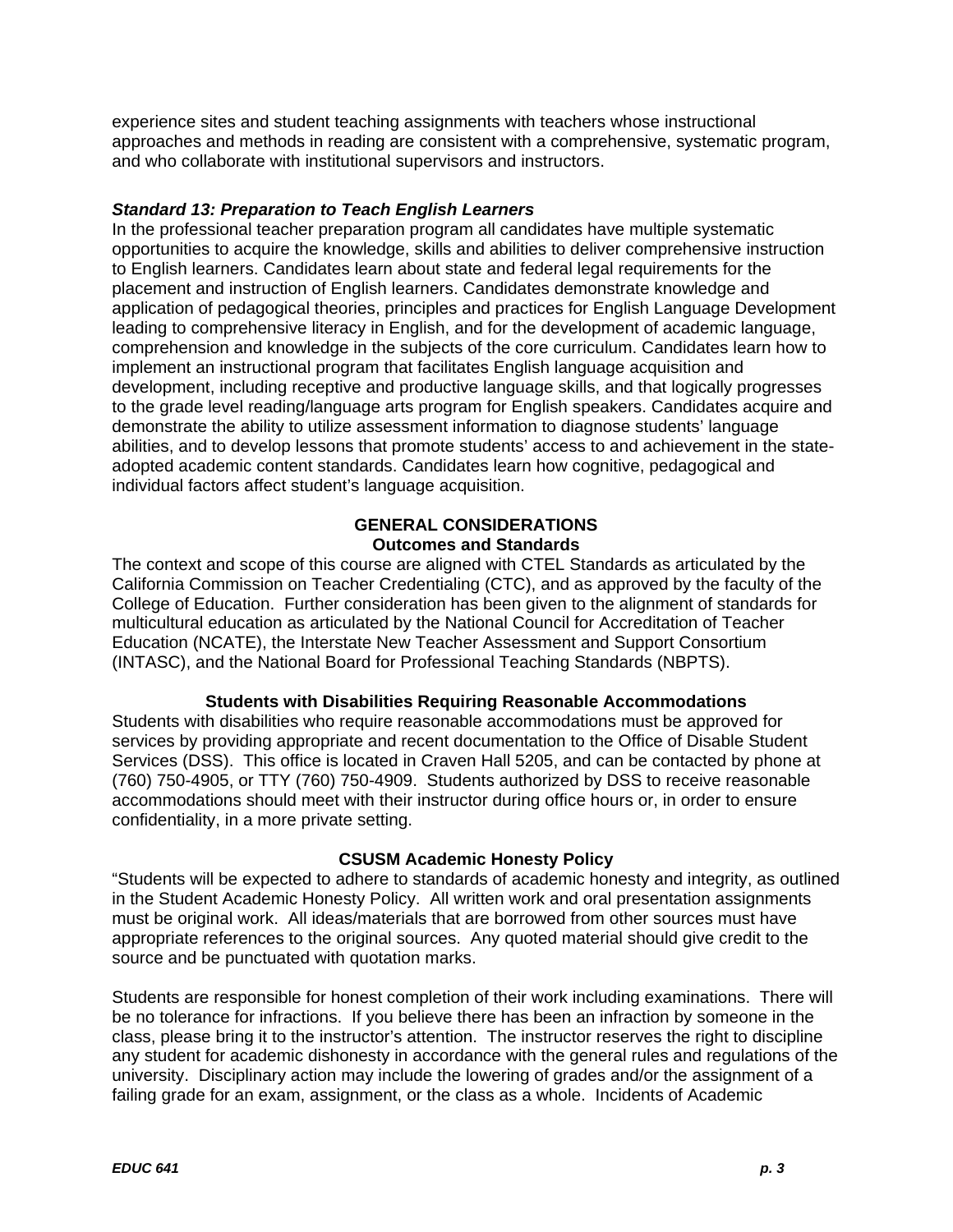experience sites and student teaching assignments with teachers whose instructional approaches and methods in reading are consistent with a comprehensive, systematic program, and who collaborate with institutional supervisors and instructors.

***Standard 13: Preparation to Teach English Learners***

In the professional teacher preparation program all candidates have multiple systematic opportunities to acquire the knowledge, skills and abilities to deliver comprehensive instruction to English learners. Candidates learn about state and federal legal requirements for the placement and instruction of English learners. Candidates demonstrate knowledge and application of pedagogical theories, principles and practices for English Language Development leading to comprehensive literacy in English, and for the development of academic language, comprehension and knowledge in the subjects of the core curriculum. Candidates learn how to implement an instructional program that facilitates English language acquisition and development, including receptive and productive language skills, and that logically progresses to the grade level reading/language arts program for English speakers. Candidates acquire and demonstrate the ability to utilize assessment information to diagnose students' language abilities, and to develop lessons that promote students' access to and achievement in the state-adopted academic content standards. Candidates learn how cognitive, pedagogical and individual factors affect student's language acquisition.

## GENERAL CONSIDERATIONS

### Outcomes and Standards

The context and scope of this course are aligned with CTEL Standards as articulated by the California Commission on Teacher Credentialing (CTC), and as approved by the faculty of the College of Education. Further consideration has been given to the alignment of standards for multicultural education as articulated by the National Council for Accreditation of Teacher Education (NCATE), the Interstate New Teacher Assessment and Support Consortium (INTASC), and the National Board for Professional Teaching Standards (NBPTS).

### Students with Disabilities Requiring Reasonable Accommodations

Students with disabilities who require reasonable accommodations must be approved for services by providing appropriate and recent documentation to the Office of Disable Student Services (DSS). This office is located in Craven Hall 5205, and can be contacted by phone at (760) 750-4905, or TTY (760) 750-4909. Students authorized by DSS to receive reasonable accommodations should meet with their instructor during office hours or, in order to ensure confidentiality, in a more private setting.

### CSUSM Academic Honesty Policy

"Students will be expected to adhere to standards of academic honesty and integrity, as outlined in the Student Academic Honesty Policy. All written work and oral presentation assignments must be original work. All ideas/materials that are borrowed from other sources must have appropriate references to the original sources. Any quoted material should give credit to the source and be punctuated with quotation marks.

Students are responsible for honest completion of their work including examinations. There will be no tolerance for infractions. If you believe there has been an infraction by someone in the class, please bring it to the instructor's attention. The instructor reserves the right to discipline any student for academic dishonesty in accordance with the general rules and regulations of the university. Disciplinary action may include the lowering of grades and/or the assignment of a failing grade for an exam, assignment, or the class as a whole. Incidents of Academic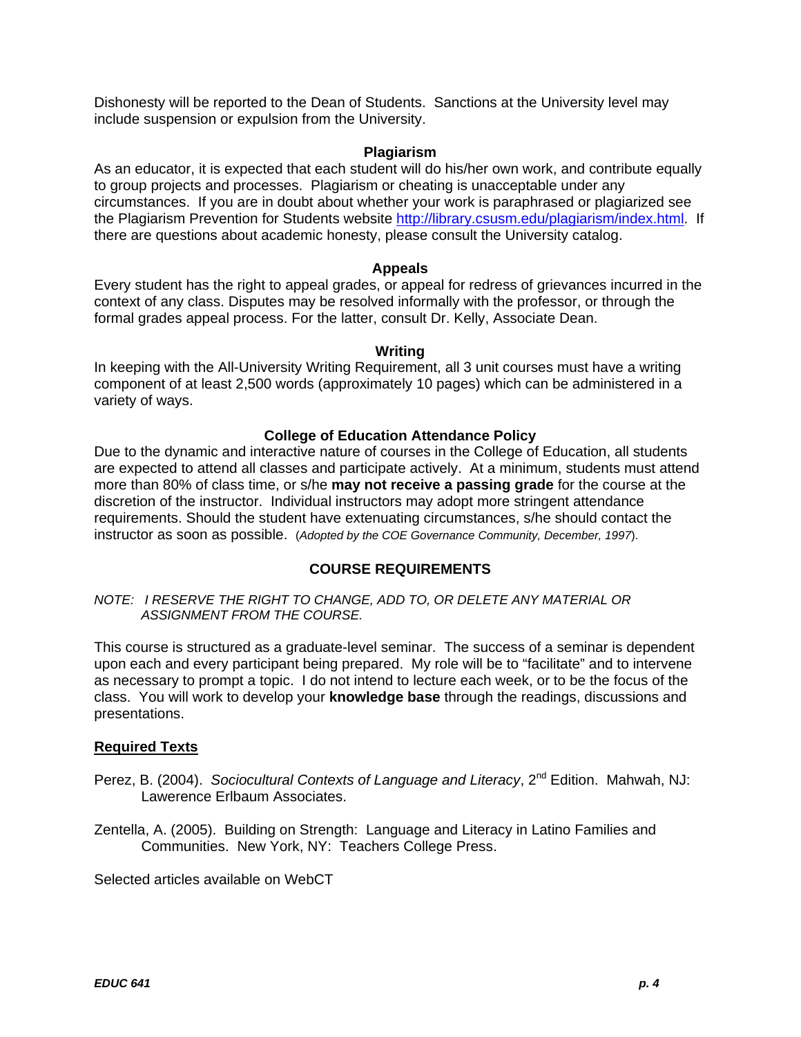Dishonesty will be reported to the Dean of Students. Sanctions at the University level may include suspension or expulsion from the University.

### Plagiarism

As an educator, it is expected that each student will do his/her own work, and contribute equally to group projects and processes. Plagiarism or cheating is unacceptable under any circumstances. If you are in doubt about whether your work is paraphrased or plagiarized see the Plagiarism Prevention for Students website http://library.csusm.edu/plagiarism/index.html. If there are questions about academic honesty, please consult the University catalog.

### Appeals

Every student has the right to appeal grades, or appeal for redress of grievances incurred in the context of any class. Disputes may be resolved informally with the professor, or through the formal grades appeal process. For the latter, consult Dr. Kelly, Associate Dean.

### Writing

In keeping with the All-University Writing Requirement, all 3 unit courses must have a writing component of at least 2,500 words (approximately 10 pages) which can be administered in a variety of ways.

### College of Education Attendance Policy

Due to the dynamic and interactive nature of courses in the College of Education, all students are expected to attend all classes and participate actively. At a minimum, students must attend more than 80% of class time, or s/he **may not receive a passing grade** for the course at the discretion of the instructor. Individual instructors may adopt more stringent attendance requirements. Should the student have extenuating circumstances, s/he should contact the instructor as soon as possible. (*Adopted by the COE Governance Community, December, 1997*).

## COURSE REQUIREMENTS

*NOTE: I RESERVE THE RIGHT TO CHANGE, ADD TO, OR DELETE ANY MATERIAL OR ASSIGNMENT FROM THE COURSE.*

This course is structured as a graduate-level seminar. The success of a seminar is dependent upon each and every participant being prepared. My role will be to "facilitate" and to intervene as necessary to prompt a topic. I do not intend to lecture each week, or to be the focus of the class. You will work to develop your **knowledge base** through the readings, discussions and presentations.

### Required Texts

Perez, B. (2004). *Sociocultural Contexts of Language and Literacy*, 2nd Edition. Mahwah, NJ: Lawerence Erlbaum Associates.

Zentella, A. (2005). Building on Strength: Language and Literacy in Latino Families and Communities. New York, NY: Teachers College Press.

Selected articles available on WebCT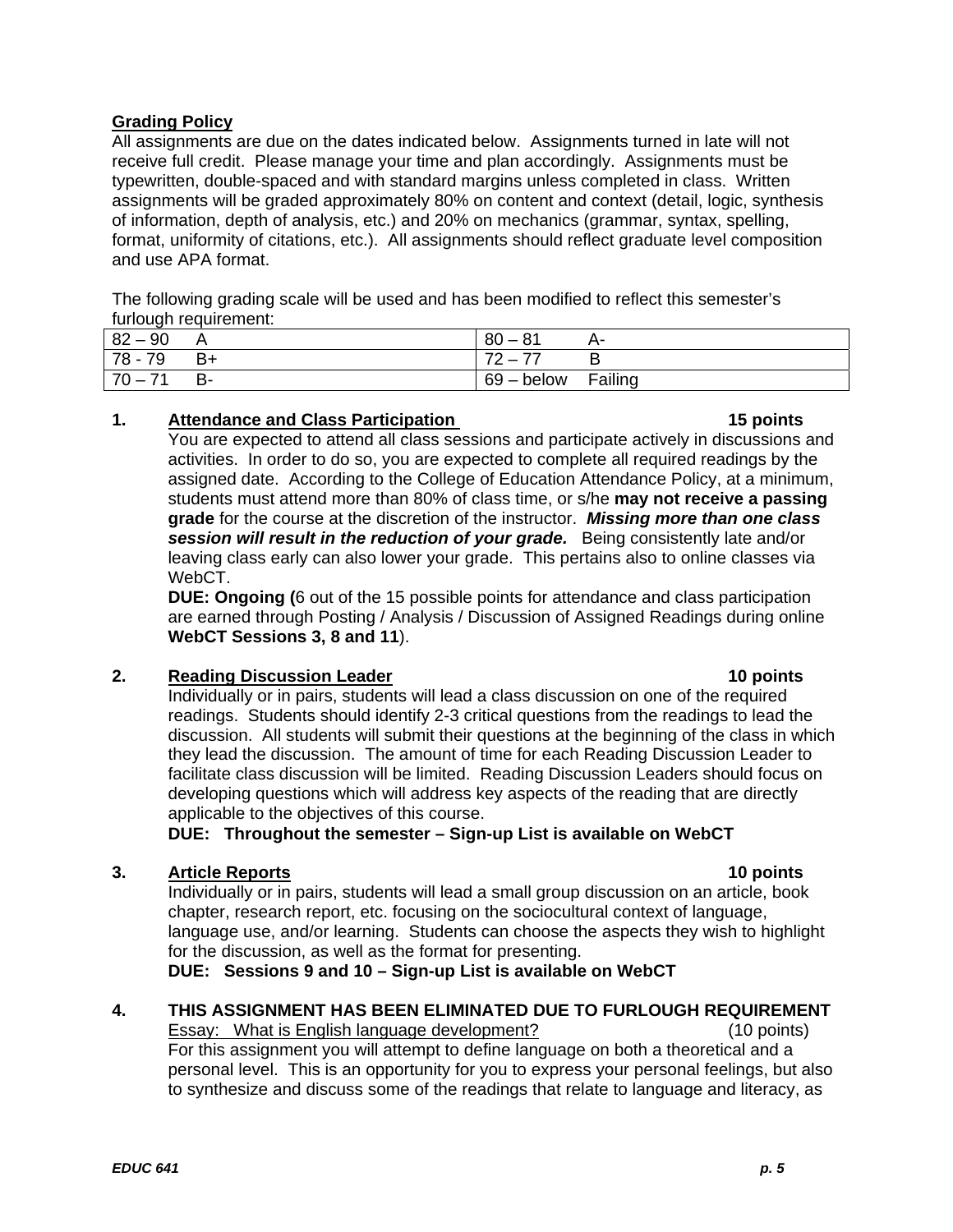**Grading Policy**

All assignments are due on the dates indicated below. Assignments turned in late will not receive full credit. Please manage your time and plan accordingly. Assignments must be typewritten, double-spaced and with standard margins unless completed in class. Written assignments will be graded approximately 80% on content and context (detail, logic, synthesis of information, depth of analysis, etc.) and 20% on mechanics (grammar, syntax, spelling, format, uniformity of citations, etc.). All assignments should reflect graduate level composition and use APA format.

The following grading scale will be used and has been modified to reflect this semester's furlough requirement:

| | |
|---|---|
| 82 – 90 A | 80 – 81 A- |
| 78 - 79 B+ | 72 – 77 B |
| 70 – 71 B- | 69 – below Failing |

**1. Attendance and Class Participation** **15 points**

You are expected to attend all class sessions and participate actively in discussions and activities. In order to do so, you are expected to complete all required readings by the assigned date. According to the College of Education Attendance Policy, at a minimum, students must attend more than 80% of class time, or s/he **may not receive a passing grade** for the course at the discretion of the instructor. ***Missing more than one class session will result in the reduction of your grade.*** Being consistently late and/or leaving class early can also lower your grade. This pertains also to online classes via WebCT.

**DUE: Ongoing (**6 out of the 15 possible points for attendance and class participation are earned through Posting / Analysis / Discussion of Assigned Readings during online **WebCT Sessions 3, 8 and 11**).

**2. Reading Discussion Leader** **10 points**

Individually or in pairs, students will lead a class discussion on one of the required readings. Students should identify 2-3 critical questions from the readings to lead the discussion. All students will submit their questions at the beginning of the class in which they lead the discussion. The amount of time for each Reading Discussion Leader to facilitate class discussion will be limited. Reading Discussion Leaders should focus on developing questions which will address key aspects of the reading that are directly applicable to the objectives of this course.

**DUE: Throughout the semester – Sign-up List is available on WebCT**

**3. Article Reports** **10 points**

Individually or in pairs, students will lead a small group discussion on an article, book chapter, research report, etc. focusing on the sociocultural context of language, language use, and/or learning. Students can choose the aspects they wish to highlight for the discussion, as well as the format for presenting.

**DUE: Sessions 9 and 10 – Sign-up List is available on WebCT**

**4. THIS ASSIGNMENT HAS BEEN ELIMINATED DUE TO FURLOUGH REQUIREMENT**

Essay: What is English language development? (10 points)

For this assignment you will attempt to define language on both a theoretical and a personal level. This is an opportunity for you to express your personal feelings, but also to synthesize and discuss some of the readings that relate to language and literacy, as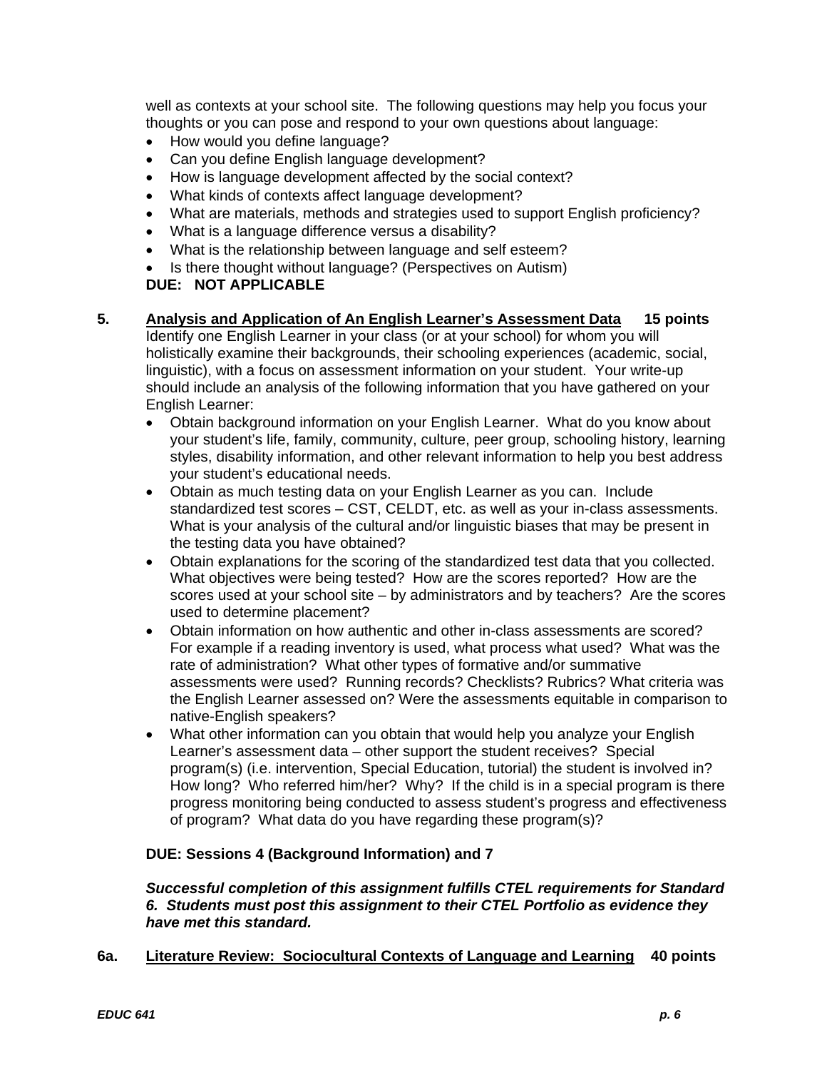well as contexts at your school site. The following questions may help you focus your thoughts or you can pose and respond to your own questions about language:

- How would you define language?
- Can you define English language development?
- How is language development affected by the social context?
- What kinds of contexts affect language development?
- What are materials, methods and strategies used to support English proficiency?
- What is a language difference versus a disability?
- What is the relationship between language and self esteem?
- Is there thought without language? (Perspectives on Autism)

**DUE: NOT APPLICABLE**

**5. Analysis and Application of An English Learner's Assessment Data 15 points**

Identify one English Learner in your class (or at your school) for whom you will holistically examine their backgrounds, their schooling experiences (academic, social, linguistic), with a focus on assessment information on your student. Your write-up should include an analysis of the following information that you have gathered on your English Learner:

- Obtain background information on your English Learner. What do you know about your student's life, family, community, culture, peer group, schooling history, learning styles, disability information, and other relevant information to help you best address your student's educational needs.
- Obtain as much testing data on your English Learner as you can. Include standardized test scores – CST, CELDT, etc. as well as your in-class assessments. What is your analysis of the cultural and/or linguistic biases that may be present in the testing data you have obtained?
- Obtain explanations for the scoring of the standardized test data that you collected. What objectives were being tested? How are the scores reported? How are the scores used at your school site – by administrators and by teachers? Are the scores used to determine placement?
- Obtain information on how authentic and other in-class assessments are scored? For example if a reading inventory is used, what process what used? What was the rate of administration? What other types of formative and/or summative assessments were used? Running records? Checklists? Rubrics? What criteria was the English Learner assessed on? Were the assessments equitable in comparison to native-English speakers?
- What other information can you obtain that would help you analyze your English Learner's assessment data – other support the student receives? Special program(s) (i.e. intervention, Special Education, tutorial) the student is involved in? How long? Who referred him/her? Why? If the child is in a special program is there progress monitoring being conducted to assess student's progress and effectiveness of program? What data do you have regarding these program(s)?

**DUE: Sessions 4 (Background Information) and 7**

***Successful completion of this assignment fulfills CTEL requirements for Standard 6. Students must post this assignment to their CTEL Portfolio as evidence they have met this standard.***

**6a. Literature Review: Sociocultural Contexts of Language and Learning 40 points**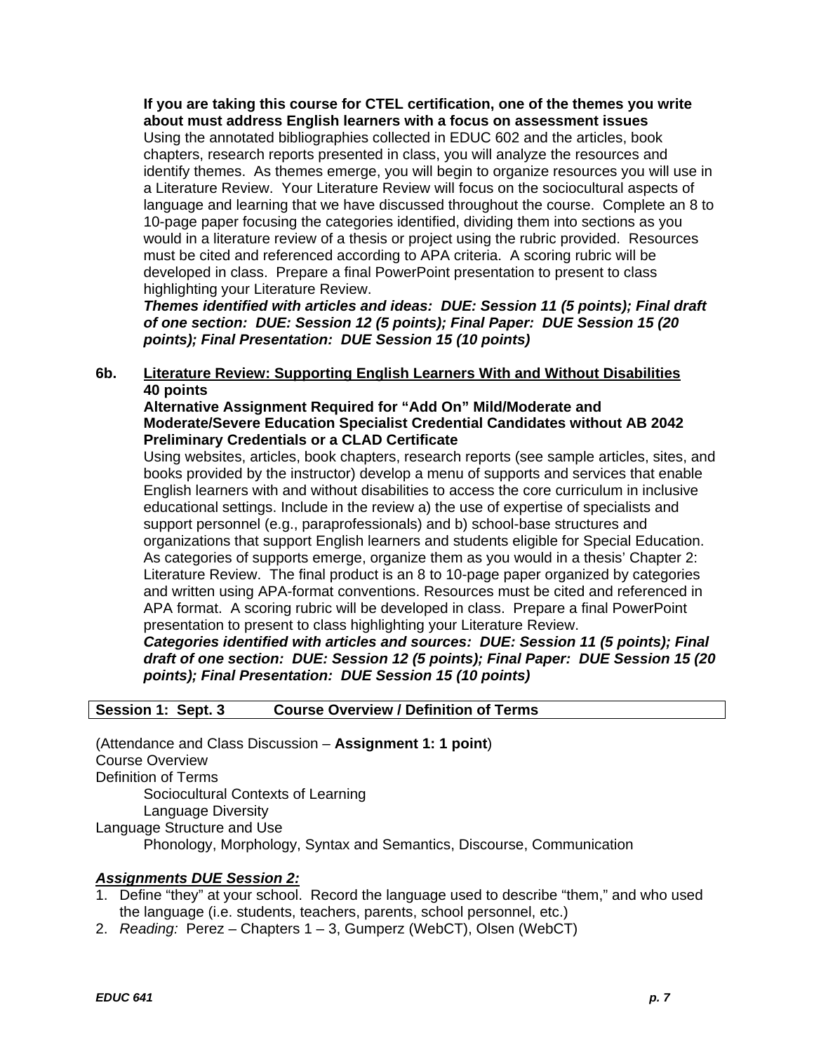**If you are taking this course for CTEL certification, one of the themes you write about must address English learners with a focus on assessment issues**

Using the annotated bibliographies collected in EDUC 602 and the articles, book chapters, research reports presented in class, you will analyze the resources and identify themes. As themes emerge, you will begin to organize resources you will use in a Literature Review. Your Literature Review will focus on the sociocultural aspects of language and learning that we have discussed throughout the course. Complete an 8 to 10-page paper focusing the categories identified, dividing them into sections as you would in a literature review of a thesis or project using the rubric provided. Resources must be cited and referenced according to APA criteria. A scoring rubric will be developed in class. Prepare a final PowerPoint presentation to present to class highlighting your Literature Review.

***Themes identified with articles and ideas: DUE: Session 11 (5 points); Final draft of one section: DUE: Session 12 (5 points); Final Paper: DUE Session 15 (20 points); Final Presentation: DUE Session 15 (10 points)***

**6b. <u>Literature Review: Supporting English Learners With and Without Disabilities</u> 40 points**

**Alternative Assignment Required for "Add On" Mild/Moderate and Moderate/Severe Education Specialist Credential Candidates without AB 2042 Preliminary Credentials or a CLAD Certificate**

Using websites, articles, book chapters, research reports (see sample articles, sites, and books provided by the instructor) develop a menu of supports and services that enable English learners with and without disabilities to access the core curriculum in inclusive educational settings. Include in the review a) the use of expertise of specialists and support personnel (e.g., paraprofessionals) and b) school-base structures and organizations that support English learners and students eligible for Special Education. As categories of supports emerge, organize them as you would in a thesis' Chapter 2: Literature Review. The final product is an 8 to 10-page paper organized by categories and written using APA-format conventions. Resources must be cited and referenced in APA format. A scoring rubric will be developed in class. Prepare a final PowerPoint presentation to present to class highlighting your Literature Review.

***Categories identified with articles and sources: DUE: Session 11 (5 points); Final draft of one section: DUE: Session 12 (5 points); Final Paper: DUE Session 15 (20 points); Final Presentation: DUE Session 15 (10 points)***

| **Session 1: Sept. 3** | **Course Overview / Definition of Terms** |
|---|---|

(Attendance and Class Discussion – **Assignment 1: 1 point**)

Course Overview

Definition of Terms

- Sociocultural Contexts of Learning
- Language Diversity

Language Structure and Use

- Phonology, Morphology, Syntax and Semantics, Discourse, Communication

***<u>Assignments DUE Session 2:</u>***

1. Define "they" at your school. Record the language used to describe "them," and who used the language (i.e. students, teachers, parents, school personnel, etc.)
2. *Reading:* Perez – Chapters 1 – 3, Gumperz (WebCT), Olsen (WebCT)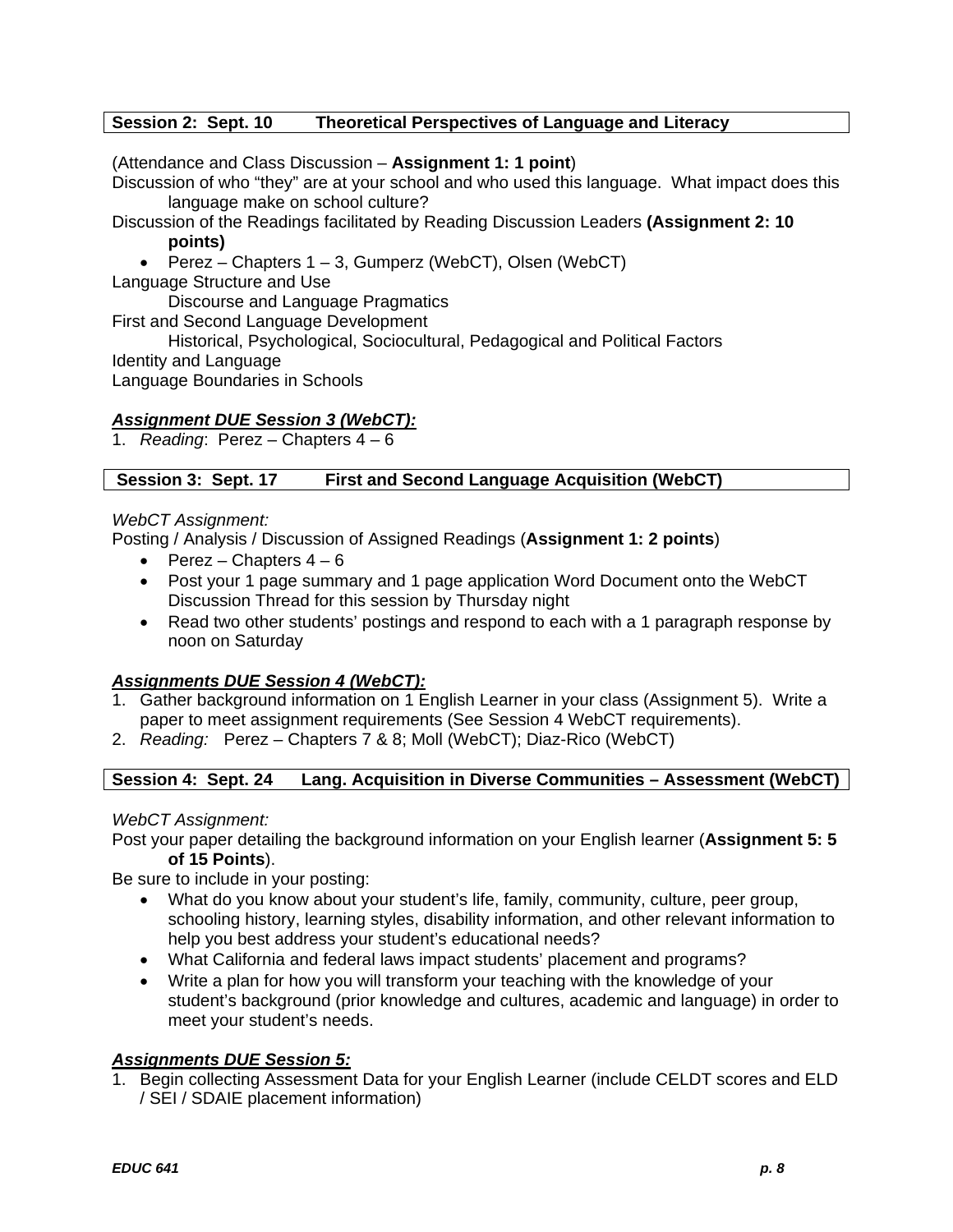**Session 2: Sept. 10 Theoretical Perspectives of Language and Literacy**

(Attendance and Class Discussion – **Assignment 1: 1 point**)

Discussion of who "they" are at your school and who used this language. What impact does this language make on school culture?

Discussion of the Readings facilitated by Reading Discussion Leaders **(Assignment 2: 10 points)**

- Perez – Chapters 1 – 3, Gumperz (WebCT), Olsen (WebCT)

Language Structure and Use

  Discourse and Language Pragmatics

First and Second Language Development

  Historical, Psychological, Sociocultural, Pedagogical and Political Factors

Identity and Language

Language Boundaries in Schools

***Assignment DUE Session 3 (WebCT):***

1. *Reading*: Perez – Chapters 4 – 6

**Session 3: Sept. 17 First and Second Language Acquisition (WebCT)**

*WebCT Assignment:*

Posting / Analysis / Discussion of Assigned Readings (**Assignment 1: 2 points**)

- Perez – Chapters 4 – 6
- Post your 1 page summary and 1 page application Word Document onto the WebCT Discussion Thread for this session by Thursday night
- Read two other students' postings and respond to each with a 1 paragraph response by noon on Saturday

***Assignments DUE Session 4 (WebCT):***

1. Gather background information on 1 English Learner in your class (Assignment 5). Write a paper to meet assignment requirements (See Session 4 WebCT requirements).
2. *Reading:* Perez – Chapters 7 & 8; Moll (WebCT); Diaz-Rico (WebCT)

**Session 4: Sept. 24 Lang. Acquisition in Diverse Communities – Assessment (WebCT)**

*WebCT Assignment:*

Post your paper detailing the background information on your English learner (**Assignment 5: 5 of 15 Points**).

Be sure to include in your posting:

- What do you know about your student's life, family, community, culture, peer group, schooling history, learning styles, disability information, and other relevant information to help you best address your student's educational needs?
- What California and federal laws impact students' placement and programs?
- Write a plan for how you will transform your teaching with the knowledge of your student's background (prior knowledge and cultures, academic and language) in order to meet your student's needs.

***Assignments DUE Session 5:***

1. Begin collecting Assessment Data for your English Learner (include CELDT scores and ELD / SEI / SDAIE placement information)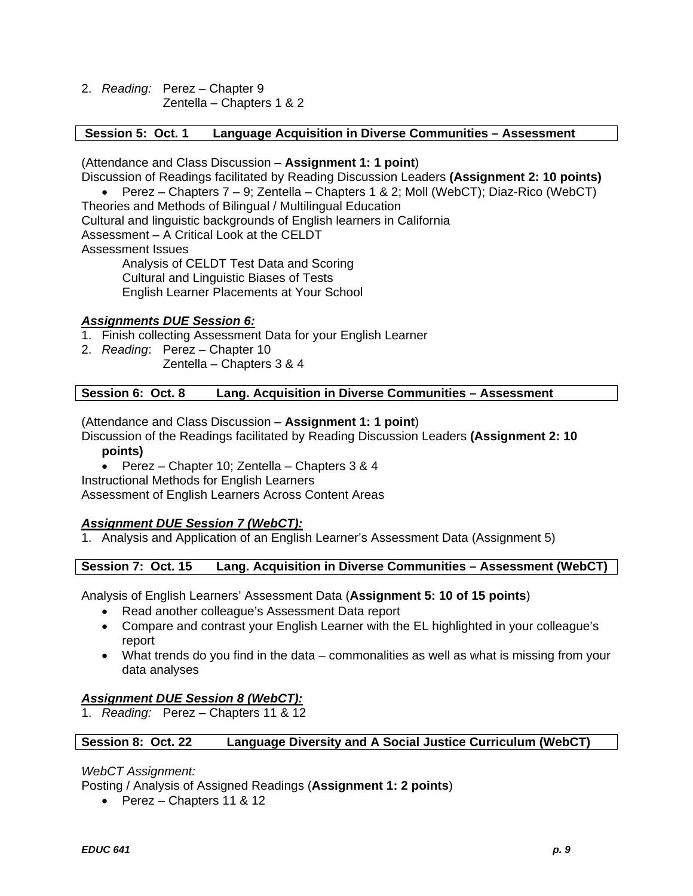2. *Reading:* Perez – Chapter 9
   Zentella – Chapters 1 & 2

### Session 5: Oct. 1 Language Acquisition in Diverse Communities – Assessment

(Attendance and Class Discussion – **Assignment 1: 1 point**)
Discussion of Readings facilitated by Reading Discussion Leaders **(Assignment 2: 10 points)**

- Perez – Chapters 7 – 9; Zentella – Chapters 1 & 2; Moll (WebCT); Diaz-Rico (WebCT)

Theories and Methods of Bilingual / Multilingual Education
Cultural and linguistic backgrounds of English learners in California
Assessment – A Critical Look at the CELDT
Assessment Issues

- Analysis of CELDT Test Data and Scoring
- Cultural and Linguistic Biases of Tests
- English Learner Placements at Your School

***Assignments DUE Session 6:***

1. Finish collecting Assessment Data for your English Learner
2. *Reading*: Perez – Chapter 10
   Zentella – Chapters 3 & 4

### Session 6: Oct. 8 Lang. Acquisition in Diverse Communities – Assessment

(Attendance and Class Discussion – **Assignment 1: 1 point**)
Discussion of the Readings facilitated by Reading Discussion Leaders **(Assignment 2: 10 points)**

- Perez – Chapter 10; Zentella – Chapters 3 & 4

Instructional Methods for English Learners
Assessment of English Learners Across Content Areas

***Assignment DUE Session 7 (WebCT):***

1. Analysis and Application of an English Learner's Assessment Data (Assignment 5)

### Session 7: Oct. 15 Lang. Acquisition in Diverse Communities – Assessment (WebCT)

Analysis of English Learners' Assessment Data (**Assignment 5: 10 of 15 points**)

- Read another colleague's Assessment Data report
- Compare and contrast your English Learner with the EL highlighted in your colleague's report
- What trends do you find in the data – commonalities as well as what is missing from your data analyses

***Assignment DUE Session 8 (WebCT):***

1. *Reading:* Perez – Chapters 11 & 12

### Session 8: Oct. 22 Language Diversity and A Social Justice Curriculum (WebCT)

*WebCT Assignment:*
Posting / Analysis of Assigned Readings (**Assignment 1: 2 points**)

- Perez – Chapters 11 & 12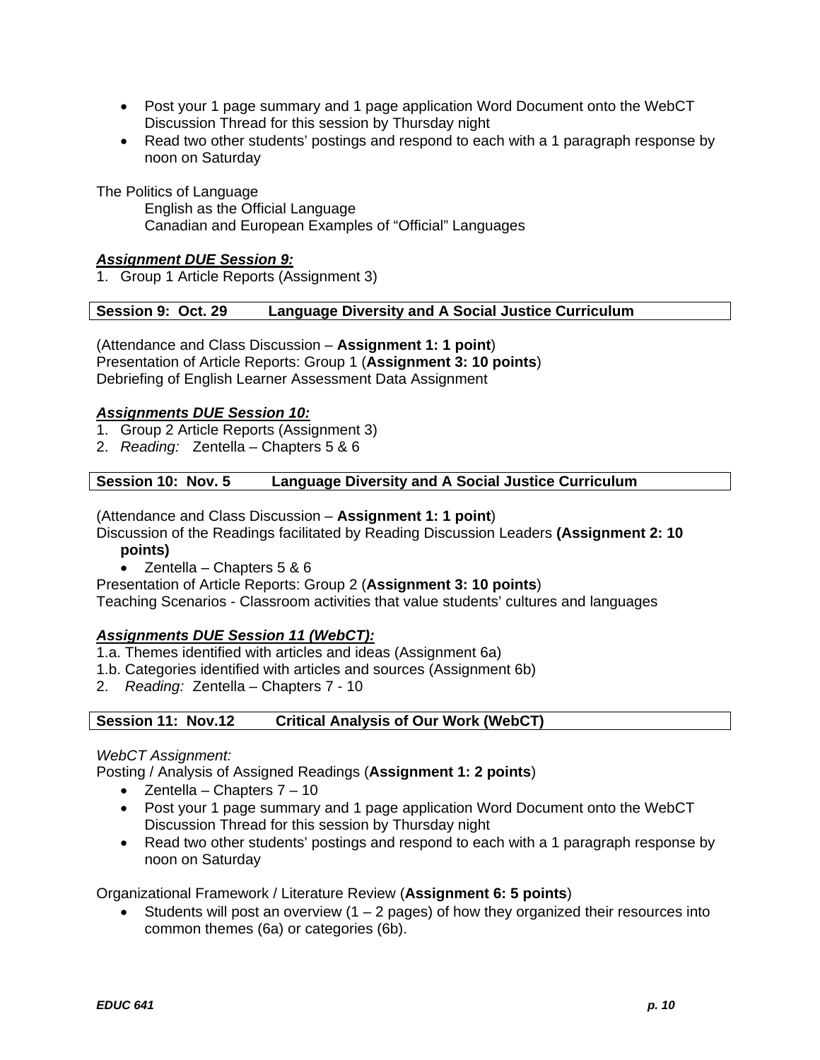- Post your 1 page summary and 1 page application Word Document onto the WebCT Discussion Thread for this session by Thursday night
- Read two other students' postings and respond to each with a 1 paragraph response by noon on Saturday

The Politics of Language

English as the Official Language

Canadian and European Examples of "Official" Languages

***Assignment DUE Session 9:***

1. Group 1 Article Reports (Assignment 3)

| **Session 9: Oct. 29** | **Language Diversity and A Social Justice Curriculum** |
|---|---|

(Attendance and Class Discussion – **Assignment 1: 1 point**)
Presentation of Article Reports: Group 1 (**Assignment 3: 10 points**)
Debriefing of English Learner Assessment Data Assignment

***Assignments DUE Session 10:***

1. Group 2 Article Reports (Assignment 3)
2. *Reading:* Zentella – Chapters 5 & 6

| **Session 10: Nov. 5** | **Language Diversity and A Social Justice Curriculum** |
|---|---|

(Attendance and Class Discussion – **Assignment 1: 1 point**)
Discussion of the Readings facilitated by Reading Discussion Leaders **(Assignment 2: 10 points)**

- Zentella – Chapters 5 & 6

Presentation of Article Reports: Group 2 (**Assignment 3: 10 points**)
Teaching Scenarios - Classroom activities that value students' cultures and languages

***Assignments DUE Session 11 (WebCT):***

1.a. Themes identified with articles and ideas (Assignment 6a)
1.b. Categories identified with articles and sources (Assignment 6b)
2. *Reading:* Zentella – Chapters 7 - 10

| **Session 11: Nov.12** | **Critical Analysis of Our Work (WebCT)** |
|---|---|

*WebCT Assignment:*

Posting / Analysis of Assigned Readings (**Assignment 1: 2 points**)

- Zentella – Chapters 7 – 10
- Post your 1 page summary and 1 page application Word Document onto the WebCT Discussion Thread for this session by Thursday night
- Read two other students' postings and respond to each with a 1 paragraph response by noon on Saturday

Organizational Framework / Literature Review (**Assignment 6: 5 points**)

- Students will post an overview (1 – 2 pages) of how they organized their resources into common themes (6a) or categories (6b).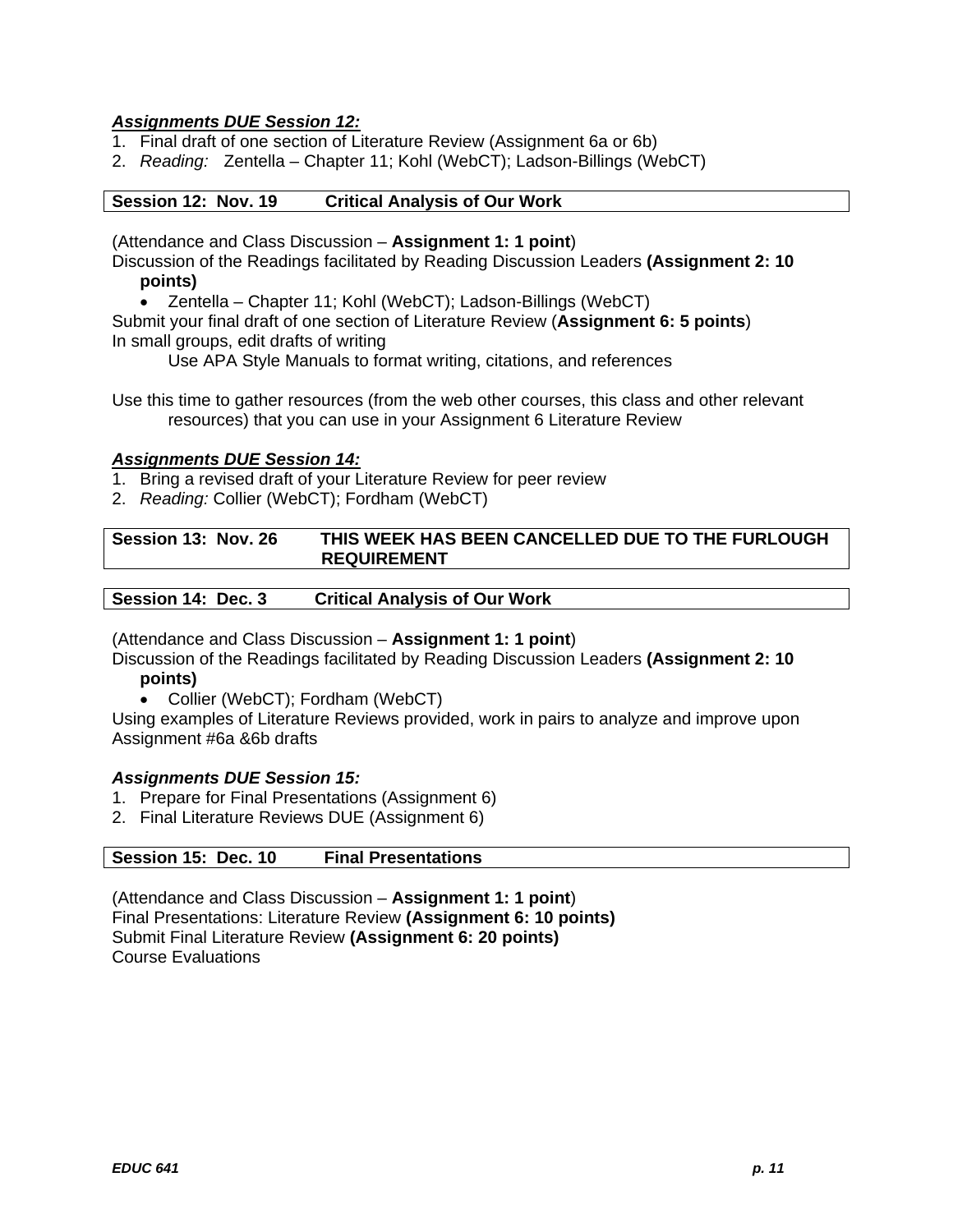***Assignments DUE Session 12:***

1. Final draft of one section of Literature Review (Assignment 6a or 6b)
2. *Reading:* Zentella – Chapter 11; Kohl (WebCT); Ladson-Billings (WebCT)

| **Session 12: Nov. 19** | **Critical Analysis of Our Work** |
|---|---|

(Attendance and Class Discussion – **Assignment 1: 1 point**)

Discussion of the Readings facilitated by Reading Discussion Leaders **(Assignment 2: 10 points)**

- Zentella – Chapter 11; Kohl (WebCT); Ladson-Billings (WebCT)

Submit your final draft of one section of Literature Review (**Assignment 6: 5 points**)

In small groups, edit drafts of writing

Use APA Style Manuals to format writing, citations, and references

Use this time to gather resources (from the web other courses, this class and other relevant resources) that you can use in your Assignment 6 Literature Review

***Assignments DUE Session 14:***

1. Bring a revised draft of your Literature Review for peer review
2. *Reading:* Collier (WebCT); Fordham (WebCT)

| **Session 13: Nov. 26** | **THIS WEEK HAS BEEN CANCELLED DUE TO THE FURLOUGH REQUIREMENT** |
|---|---|

| **Session 14: Dec. 3** | **Critical Analysis of Our Work** |
|---|---|

(Attendance and Class Discussion – **Assignment 1: 1 point**)

Discussion of the Readings facilitated by Reading Discussion Leaders **(Assignment 2: 10 points)**

- Collier (WebCT); Fordham (WebCT)

Using examples of Literature Reviews provided, work in pairs to analyze and improve upon Assignment #6a &6b drafts

***Assignments DUE Session 15:***

1. Prepare for Final Presentations (Assignment 6)
2. Final Literature Reviews DUE (Assignment 6)

| **Session 15: Dec. 10** | **Final Presentations** |
|---|---|

(Attendance and Class Discussion – **Assignment 1: 1 point**)

Final Presentations: Literature Review **(Assignment 6: 10 points)**

Submit Final Literature Review **(Assignment 6: 20 points)**

Course Evaluations